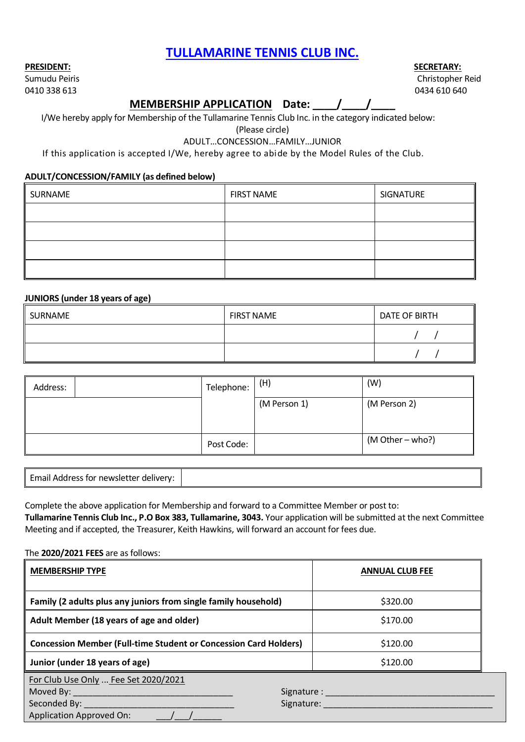# TULLAMARINE TENNIS CLUB INC.

**PRESIDENT:**
Sumudu Peiris
0410 338 613

**SECRETARY:**
Christopher Reid
0434 610 640

## MEMBERSHIP APPLICATION Date: ____/____/____

I/We hereby apply for Membership of the Tullamarine Tennis Club Inc. in the category indicated below:

(Please circle)

ADULT…CONCESSION…FAMILY…JUNIOR

If this application is accepted I/We, hereby agree to abide by the Model Rules of the Club.

**ADULT/CONCESSION/FAMILY (as defined below)**

| SURNAME | FIRST NAME | SIGNATURE |
|---|---|---|
| | | |
| | | |
| | | |
| | | |

**JUNIORS (under 18 years of age)**

| SURNAME | FIRST NAME | DATE OF BIRTH |
|---|---|---|
| | | / / |
| | | / / |

| Address: | | Telephone: | (H) | (W) |
|---|---|---|---|---|
| | | | (M Person 1) | (M Person 2) |
| | | Post Code: | | (M Other – who?) |

| Email Address for newsletter delivery: | |
|---|---|

Complete the above application for Membership and forward to a Committee Member or post to:
**Tullamarine Tennis Club Inc., P.O Box 383, Tullamarine, 3043.** Your application will be submitted at the next Committee Meeting and if accepted, the Treasurer, Keith Hawkins, will forward an account for fees due.

The **2020/2021 FEES** are as follows:

| **MEMBERSHIP TYPE** | **ANNUAL CLUB FEE** |
|---|---|
| **Family (2 adults plus any juniors from single family household)** | $320.00 |
| **Adult Member (18 years of age and older)** | $170.00 |
| **Concession Member (Full-time Student or Concession Card Holders)** | $120.00 |
| **Junior (under 18 years of age)** | $120.00 |

For Club Use Only ... Fee Set 2020/2021

Moved By: ________________________________ Signature : ____________________________________

Seconded By: ______________________________ Signature: ____________________________________

Application Approved On: ___/___/______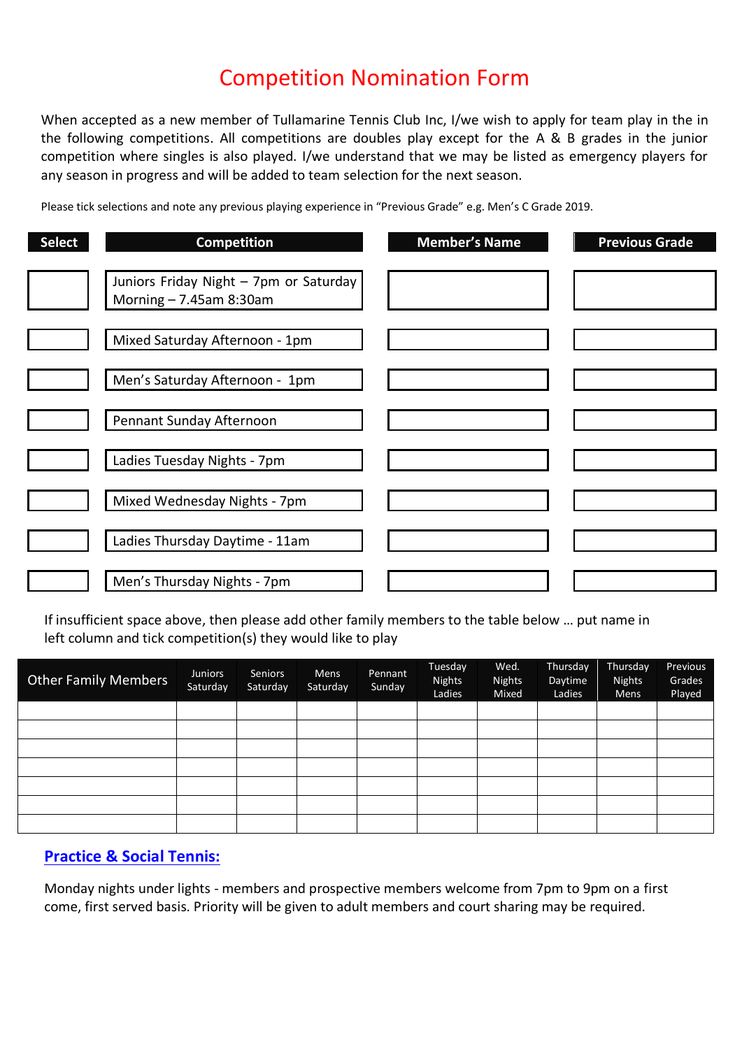# Competition Nomination Form

When accepted as a new member of Tullamarine Tennis Club Inc, I/we wish to apply for team play in the in the following competitions. All competitions are doubles play except for the A & B grades in the junior competition where singles is also played. I/we understand that we may be listed as emergency players for any season in progress and will be added to team selection for the next season.

Please tick selections and note any previous playing experience in "Previous Grade" e.g. Men's C Grade 2019.

| Select | Competition | Member's Name | Previous Grade |
|---|---|---|---|
| | Juniors Friday Night – 7pm or Saturday Morning – 7.45am 8:30am | | |
| | Mixed Saturday Afternoon - 1pm | | |
| | Men's Saturday Afternoon - 1pm | | |
| | Pennant Sunday Afternoon | | |
| | Ladies Tuesday Nights - 7pm | | |
| | Mixed Wednesday Nights - 7pm | | |
| | Ladies Thursday Daytime - 11am | | |
| | Men's Thursday Nights - 7pm | | |

If insufficient space above, then please add other family members to the table below … put name in left column and tick competition(s) they would like to play

| Other Family Members | Juniors Saturday | Seniors Saturday | Mens Saturday | Pennant Sunday | Tuesday Nights Ladies | Wed. Nights Mixed | Thursday Daytime Ladies | Thursday Nights Mens | Previous Grades Played |
|---|---|---|---|---|---|---|---|---|---|
| | | | | | | | | | |
| | | | | | | | | | |
| | | | | | | | | | |
| | | | | | | | | | |
| | | | | | | | | | |
| | | | | | | | | | |
| | | | | | | | | | |

## Practice & Social Tennis:

Monday nights under lights - members and prospective members welcome from 7pm to 9pm on a first come, first served basis. Priority will be given to adult members and court sharing may be required.